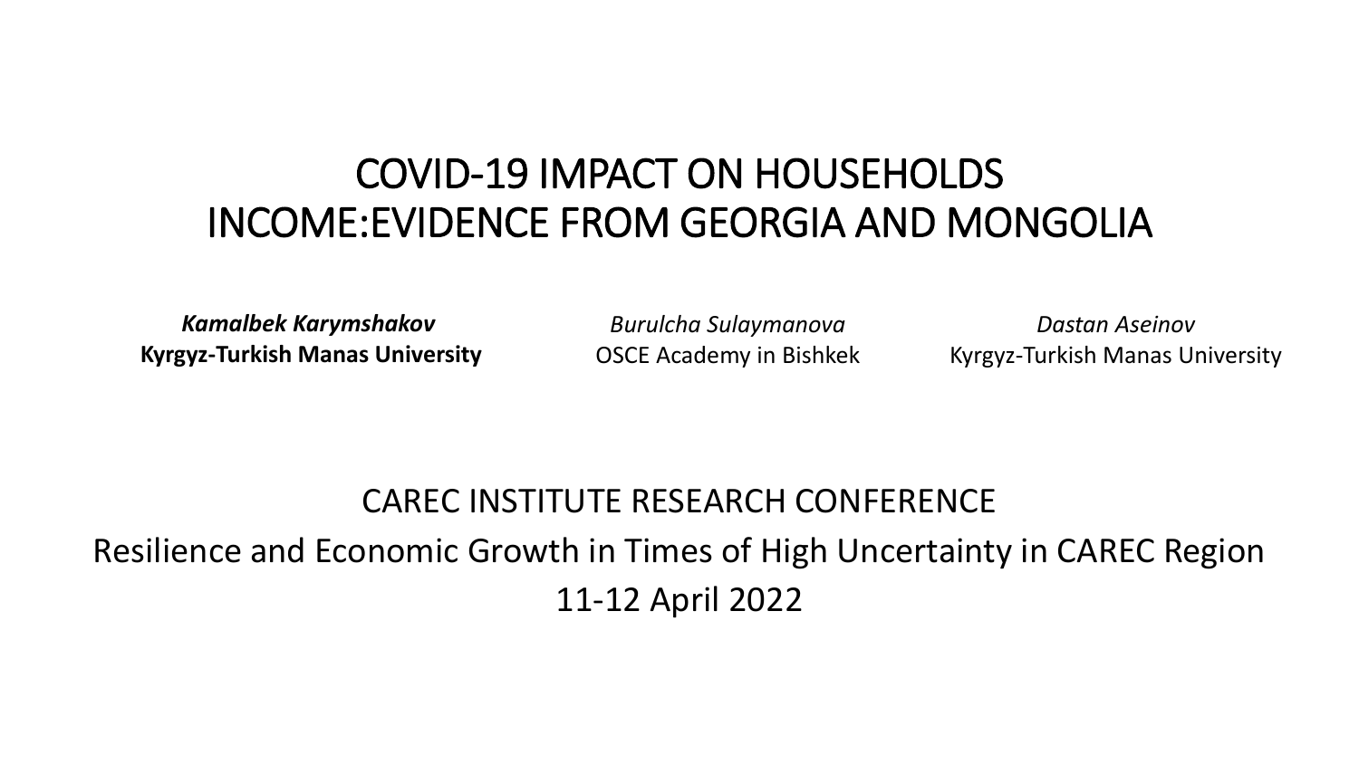# COVID-19 IMPACT ON HOUSEHOLDS INCOME:EVIDENCE FROM GEORGIA AND MONGOLIA

***Kamalbek Karymshakov***
**Kyrgyz-Turkish Manas University**

*Burulcha Sulaymanova*
OSCE Academy in Bishkek

*Dastan Aseinov*
Kyrgyz-Turkish Manas University

CAREC INSTITUTE RESEARCH CONFERENCE

Resilience and Economic Growth in Times of High Uncertainty in CAREC Region

11-12 April 2022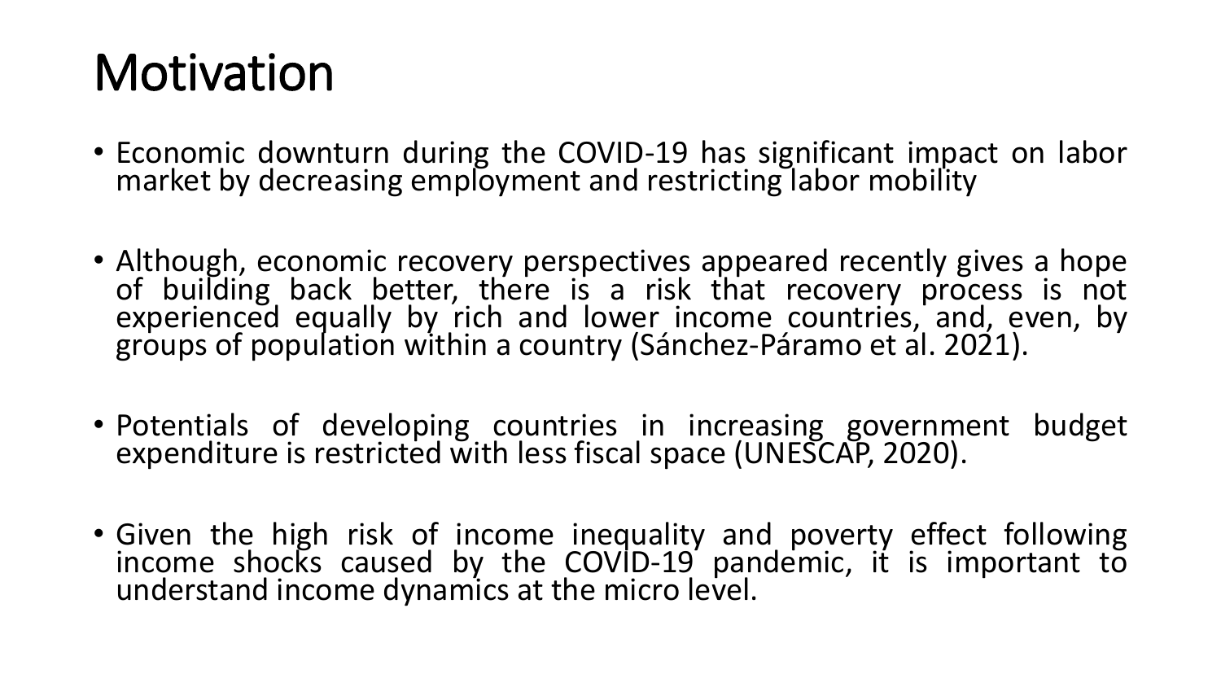# Motivation

- Economic downturn during the COVID-19 has significant impact on labor market by decreasing employment and restricting labor mobility
- Although, economic recovery perspectives appeared recently gives a hope of building back better, there is a risk that recovery process is not experienced equally by rich and lower income countries, and, even, by groups of population within a country (Sánchez-Páramo et al. 2021).
- Potentials of developing countries in increasing government budget expenditure is restricted with less fiscal space (UNESCAP, 2020).
- Given the high risk of income inequality and poverty effect following income shocks caused by the COVID-19 pandemic, it is important to understand income dynamics at the micro level.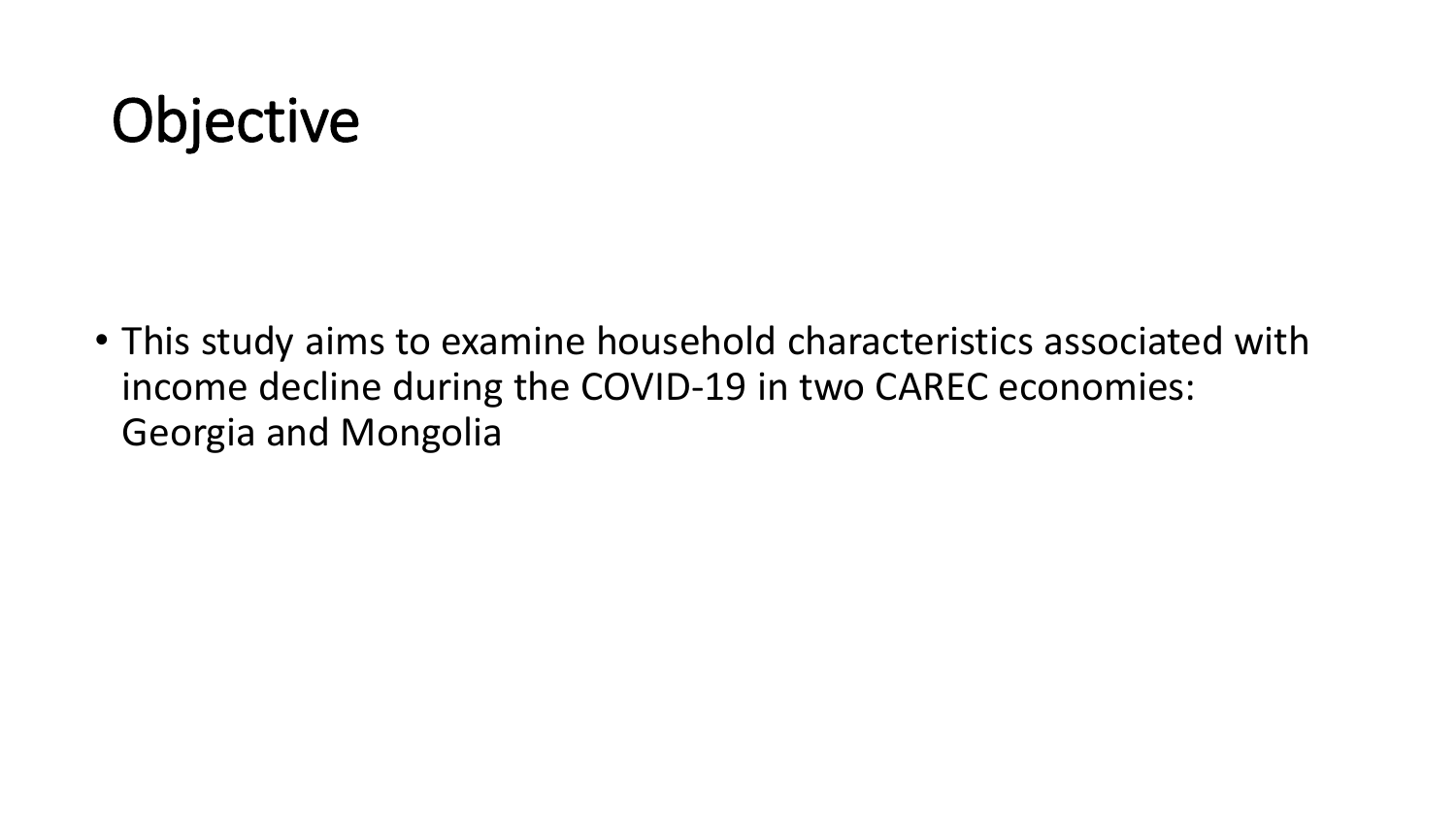# Objective

- This study aims to examine household characteristics associated with income decline during the COVID-19 in two CAREC economies: Georgia and Mongolia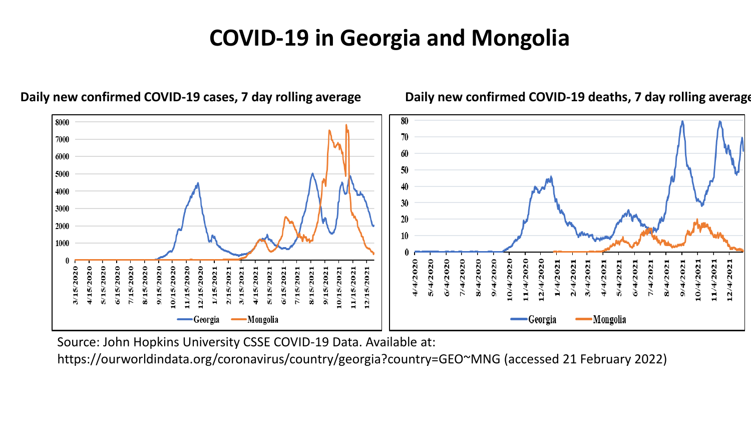# COVID-19 in Georgia and Mongolia

**Daily new confirmed COVID-19 cases, 7 day rolling average**

**Daily new confirmed COVID-19 deaths, 7 day rolling average**

Source: John Hopkins University CSSE COVID-19 Data. Available at: https://ourworldindata.org/coronavirus/country/georgia?country=GEO~MNG (accessed 21 February 2022)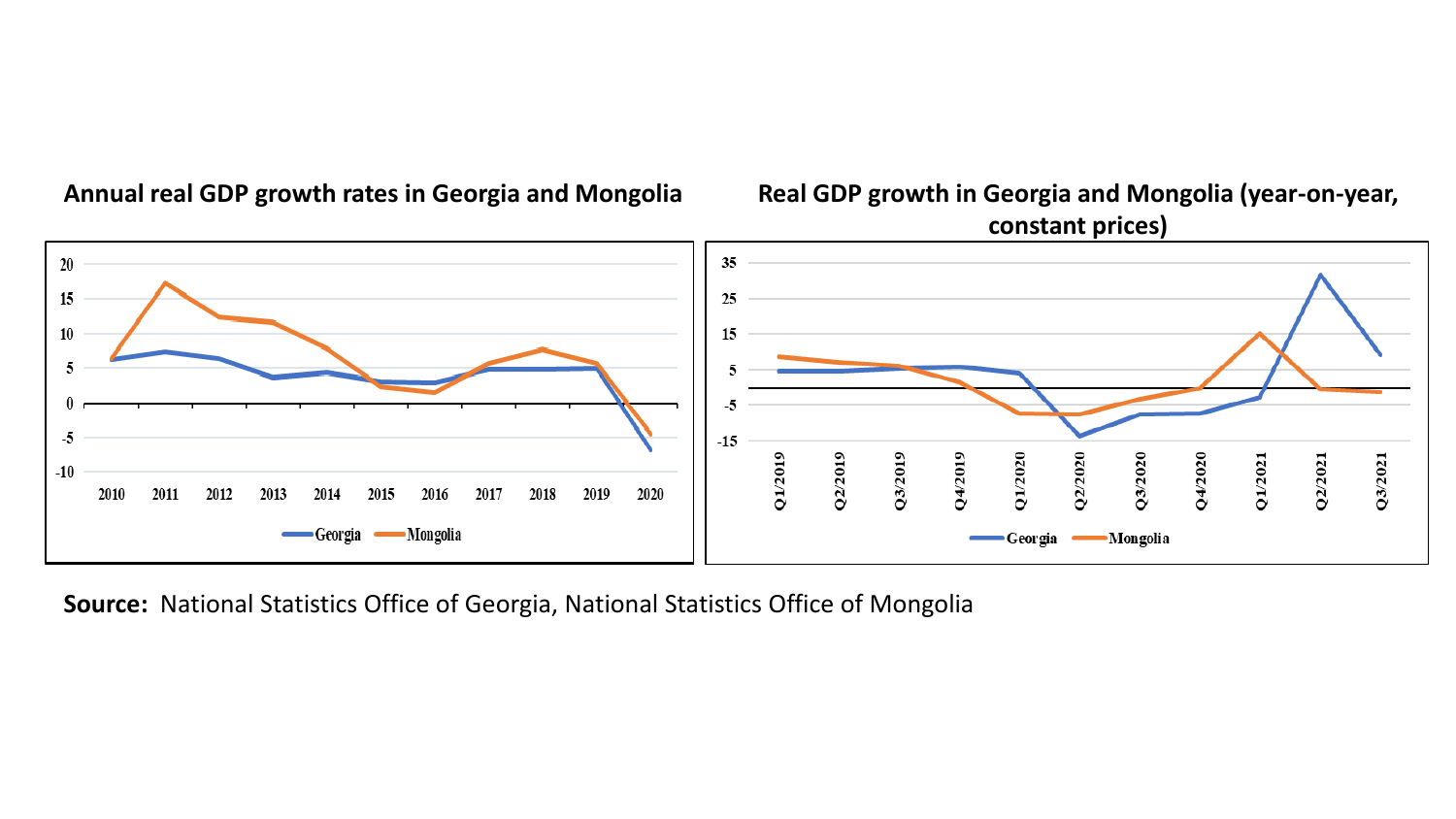**Annual real GDP growth rates in Georgia and Mongolia**

**Real GDP growth in Georgia and Mongolia (year-on-year, constant prices)**

**Source:** National Statistics Office of Georgia, National Statistics Office of Mongolia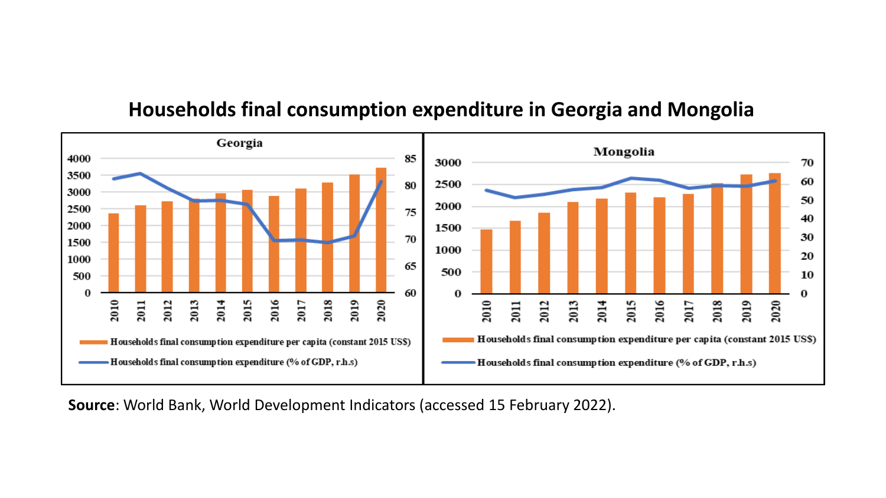# Households final consumption expenditure in Georgia and Mongolia

**Source**: World Bank, World Development Indicators (accessed 15 February 2022).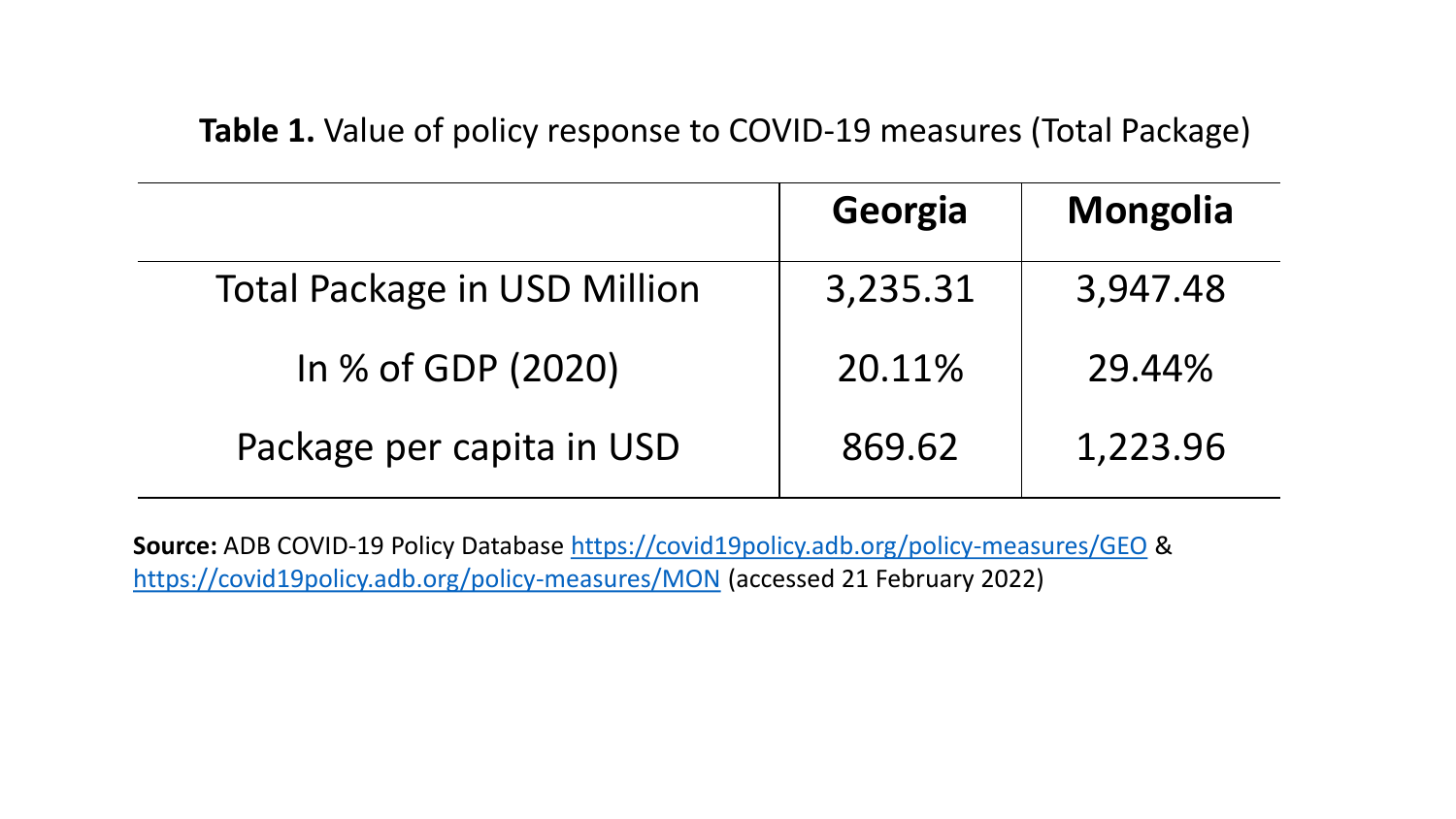**Table 1.** Value of policy response to COVID-19 measures (Total Package)

| | Georgia | Mongolia |
|---|---|---|
| Total Package in USD Million | 3,235.31 | 3,947.48 |
| In % of GDP (2020) | 20.11% | 29.44% |
| Package per capita in USD | 869.62 | 1,223.96 |

**Source:** ADB COVID-19 Policy Database https://covid19policy.adb.org/policy-measures/GEO & https://covid19policy.adb.org/policy-measures/MON (accessed 21 February 2022)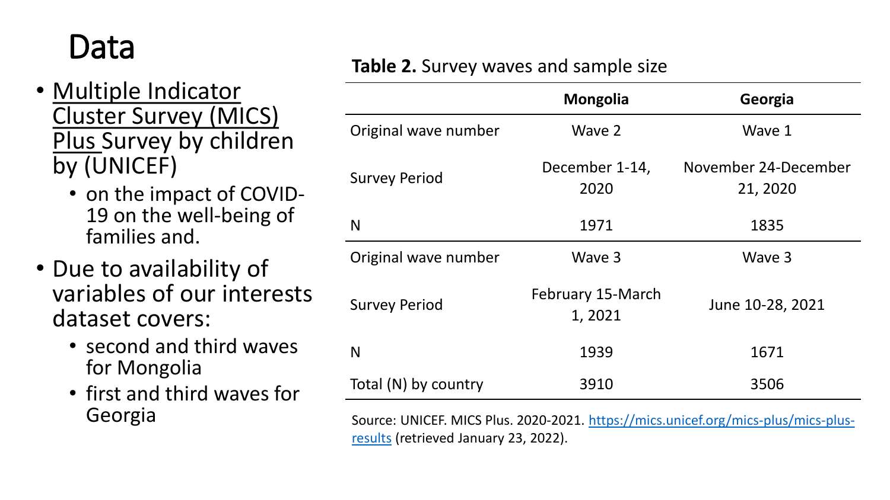# Data

- Multiple Indicator Cluster Survey (MICS) Plus Survey by children by (UNICEF)
  - on the impact of COVID-19 on the well-being of families and.
- Due to availability of variables of our interests dataset covers:
  - second and third waves for Mongolia
  - first and third waves for Georgia

**Table 2.** Survey waves and sample size

| | **Mongolia** | **Georgia** |
|---|---|---|
| Original wave number | Wave 2 | Wave 1 |
| Survey Period | December 1-14, 2020 | November 24-December 21, 2020 |
| N | 1971 | 1835 |
| Original wave number | Wave 3 | Wave 3 |
| Survey Period | February 15-March 1, 2021 | June 10-28, 2021 |
| N | 1939 | 1671 |
| Total (N) by country | 3910 | 3506 |

Source: UNICEF. MICS Plus. 2020-2021. https://mics.unicef.org/mics-plus/mics-plus-results (retrieved January 23, 2022).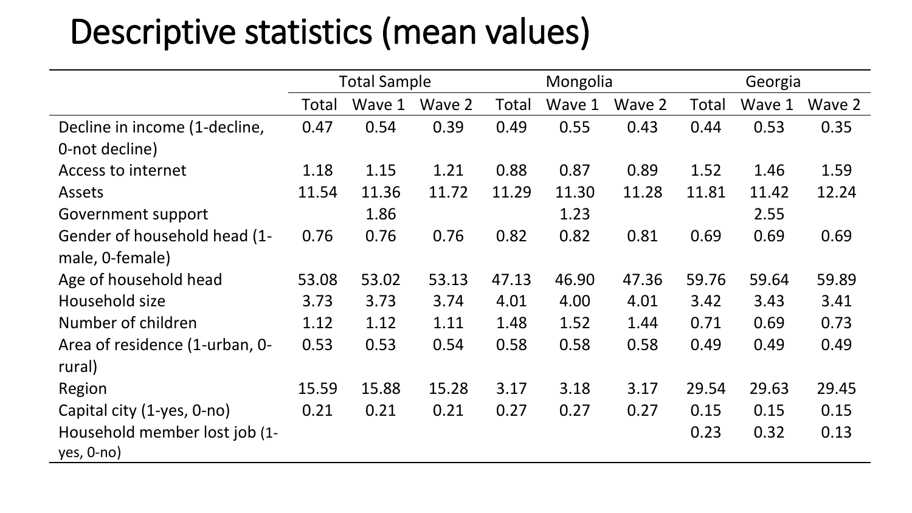# Descriptive statistics (mean values)

| | Total Sample | | | Mongolia | | | Georgia | | |
|---|---|---|---|---|---|---|---|---|---|
| | Total | Wave 1 | Wave 2 | Total | Wave 1 | Wave 2 | Total | Wave 1 | Wave 2 |
| Decline in income (1-decline, 0-not decline) | 0.47 | 0.54 | 0.39 | 0.49 | 0.55 | 0.43 | 0.44 | 0.53 | 0.35 |
| Access to internet | 1.18 | 1.15 | 1.21 | 0.88 | 0.87 | 0.89 | 1.52 | 1.46 | 1.59 |
| Assets | 11.54 | 11.36 | 11.72 | 11.29 | 11.30 | 11.28 | 11.81 | 11.42 | 12.24 |
| Government support | | 1.86 | | | 1.23 | | | 2.55 | |
| Gender of household head (1-male, 0-female) | 0.76 | 0.76 | 0.76 | 0.82 | 0.82 | 0.81 | 0.69 | 0.69 | 0.69 |
| Age of household head | 53.08 | 53.02 | 53.13 | 47.13 | 46.90 | 47.36 | 59.76 | 59.64 | 59.89 |
| Household size | 3.73 | 3.73 | 3.74 | 4.01 | 4.00 | 4.01 | 3.42 | 3.43 | 3.41 |
| Number of children | 1.12 | 1.12 | 1.11 | 1.48 | 1.52 | 1.44 | 0.71 | 0.69 | 0.73 |
| Area of residence (1-urban, 0-rural) | 0.53 | 0.53 | 0.54 | 0.58 | 0.58 | 0.58 | 0.49 | 0.49 | 0.49 |
| Region | 15.59 | 15.88 | 15.28 | 3.17 | 3.18 | 3.17 | 29.54 | 29.63 | 29.45 |
| Capital city (1-yes, 0-no) | 0.21 | 0.21 | 0.21 | 0.27 | 0.27 | 0.27 | 0.15 | 0.15 | 0.15 |
| Household member lost job (1-yes, 0-no) | | | | | | | 0.23 | 0.32 | 0.13 |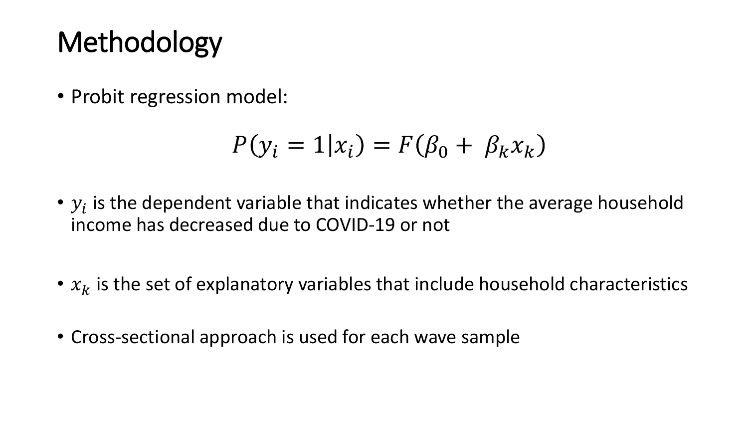# Methodology

- Probit regression model:

$$P(y_i = 1|x_i) = F(\beta_0 + \beta_k x_k)$$

- $y_i$ is the dependent variable that indicates whether the average household income has decreased due to COVID-19 or not

- $x_k$ is the set of explanatory variables that include household characteristics

- Cross-sectional approach is used for each wave sample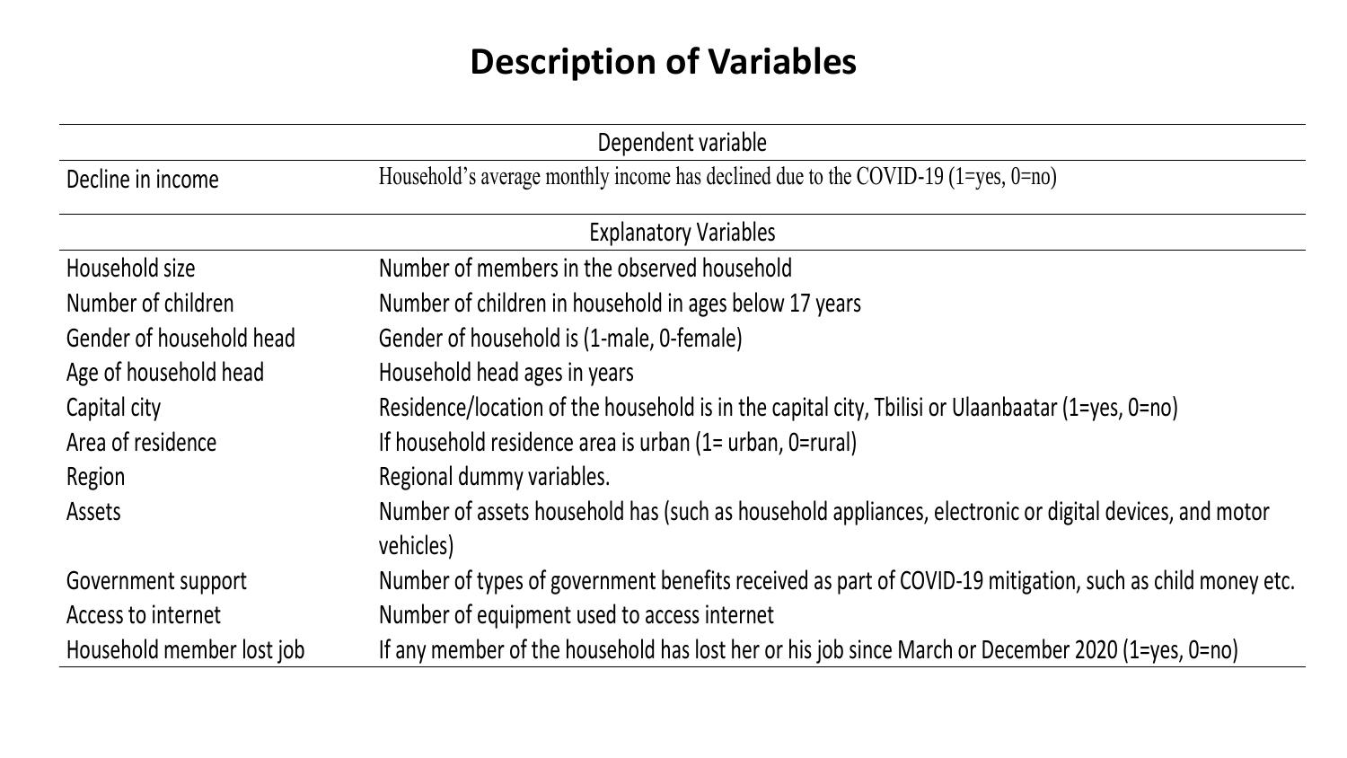# Description of Variables

| | |
|---|---|
| **Dependent variable** | |
| Decline in income | Household's average monthly income has declined due to the COVID-19 (1=yes, 0=no) |
| **Explanatory Variables** | |
| Household size | Number of members in the observed household |
| Number of children | Number of children in household in ages below 17 years |
| Gender of household head | Gender of household is (1-male, 0-female) |
| Age of household head | Household head ages in years |
| Capital city | Residence/location of the household is in the capital city, Tbilisi or Ulaanbaatar (1=yes, 0=no) |
| Area of residence | If household residence area is urban (1= urban, 0=rural) |
| Region | Regional dummy variables. |
| Assets | Number of assets household has (such as household appliances, electronic or digital devices, and motor vehicles) |
| Government support | Number of types of government benefits received as part of COVID-19 mitigation, such as child money etc. |
| Access to internet | Number of equipment used to access internet |
| Household member lost job | If any member of the household has lost her or his job since March or December 2020 (1=yes, 0=no) |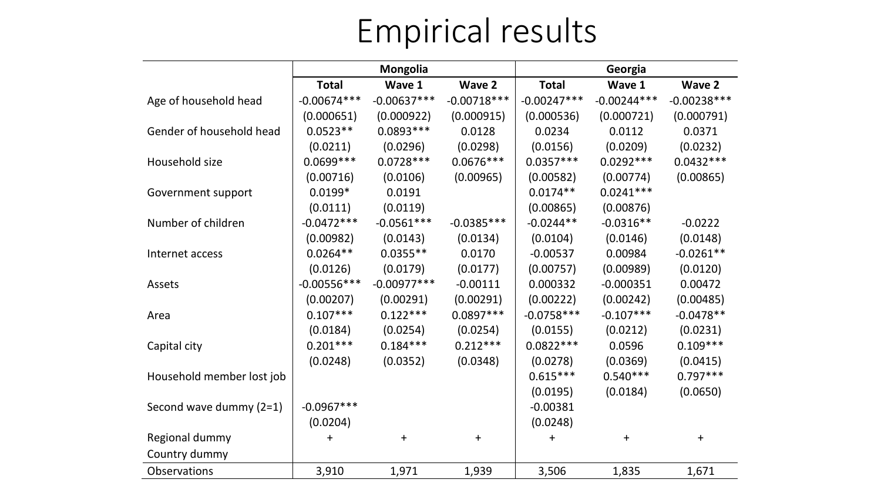# Empirical results

| | Mongolia | | | Georgia | | |
|---|---|---|---|---|---|---|
| | **Total** | **Wave 1** | **Wave 2** | **Total** | **Wave 1** | **Wave 2** |
| Age of household head | -0.00674*** | -0.00637*** | -0.00718*** | -0.00247*** | -0.00244*** | -0.00238*** |
| | (0.000651) | (0.000922) | (0.000915) | (0.000536) | (0.000721) | (0.000791) |
| Gender of household head | 0.0523** | 0.0893*** | 0.0128 | 0.0234 | 0.0112 | 0.0371 |
| | (0.0211) | (0.0296) | (0.0298) | (0.0156) | (0.0209) | (0.0232) |
| Household size | 0.0699*** | 0.0728*** | 0.0676*** | 0.0357*** | 0.0292*** | 0.0432*** |
| | (0.00716) | (0.0106) | (0.00965) | (0.00582) | (0.00774) | (0.00865) |
| Government support | 0.0199* | 0.0191 | | 0.0174** | 0.0241*** | |
| | (0.0111) | (0.0119) | | (0.00865) | (0.00876) | |
| Number of children | -0.0472*** | -0.0561*** | -0.0385*** | -0.0244** | -0.0316** | -0.0222 |
| | (0.00982) | (0.0143) | (0.0134) | (0.0104) | (0.0146) | (0.0148) |
| Internet access | 0.0264** | 0.0355** | 0.0170 | -0.00537 | 0.00984 | -0.0261** |
| | (0.0126) | (0.0179) | (0.0177) | (0.00757) | (0.00989) | (0.0120) |
| Assets | -0.00556*** | -0.00977*** | -0.00111 | 0.000332 | -0.000351 | 0.00472 |
| | (0.00207) | (0.00291) | (0.00291) | (0.00222) | (0.00242) | (0.00485) |
| Area | 0.107*** | 0.122*** | 0.0897*** | -0.0758*** | -0.107*** | -0.0478** |
| | (0.0184) | (0.0254) | (0.0254) | (0.0155) | (0.0212) | (0.0231) |
| Capital city | 0.201*** | 0.184*** | 0.212*** | 0.0822*** | 0.0596 | 0.109*** |
| | (0.0248) | (0.0352) | (0.0348) | (0.0278) | (0.0369) | (0.0415) |
| Household member lost job | | | | 0.615*** | 0.540*** | 0.797*** |
| | | | | (0.0195) | (0.0184) | (0.0650) |
| Second wave dummy (2=1) | -0.0967*** | | | -0.00381 | | |
| | (0.0204) | | | (0.0248) | | |
| Regional dummy | + | + | + | + | + | + |
| Country dummy | | | | | | |
| Observations | 3,910 | 1,971 | 1,939 | 3,506 | 1,835 | 1,671 |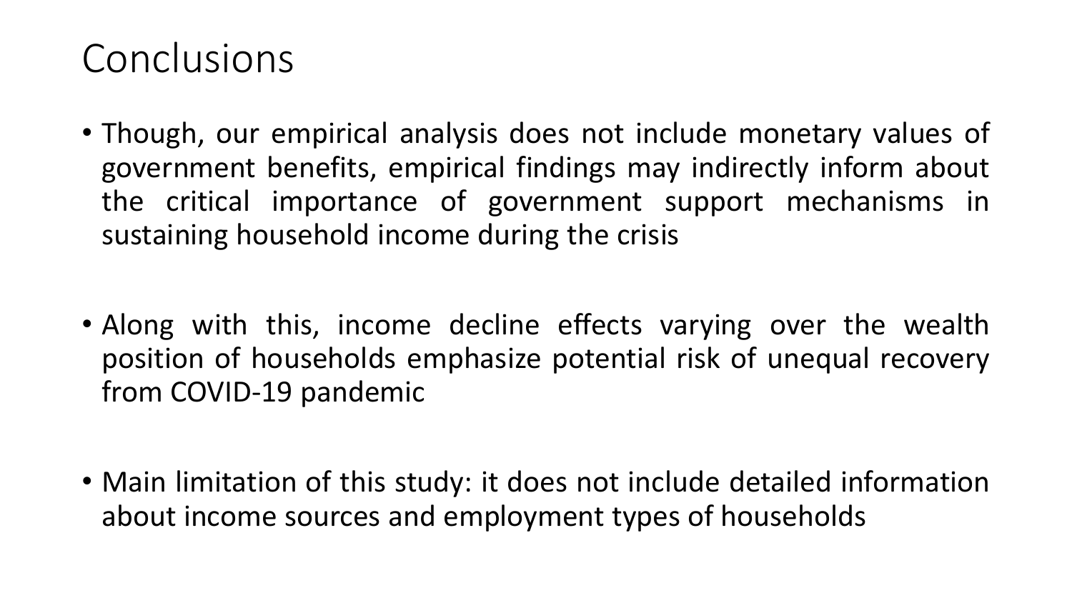# Conclusions

- Though, our empirical analysis does not include monetary values of government benefits, empirical findings may indirectly inform about the critical importance of government support mechanisms in sustaining household income during the crisis

- Along with this, income decline effects varying over the wealth position of households emphasize potential risk of unequal recovery from COVID-19 pandemic

- Main limitation of this study: it does not include detailed information about income sources and employment types of households